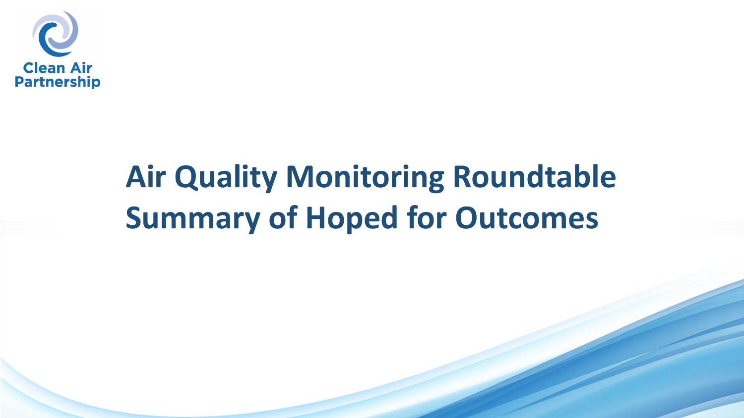Clean Air Partnership

# Air Quality Monitoring Roundtable Summary of Hoped for Outcomes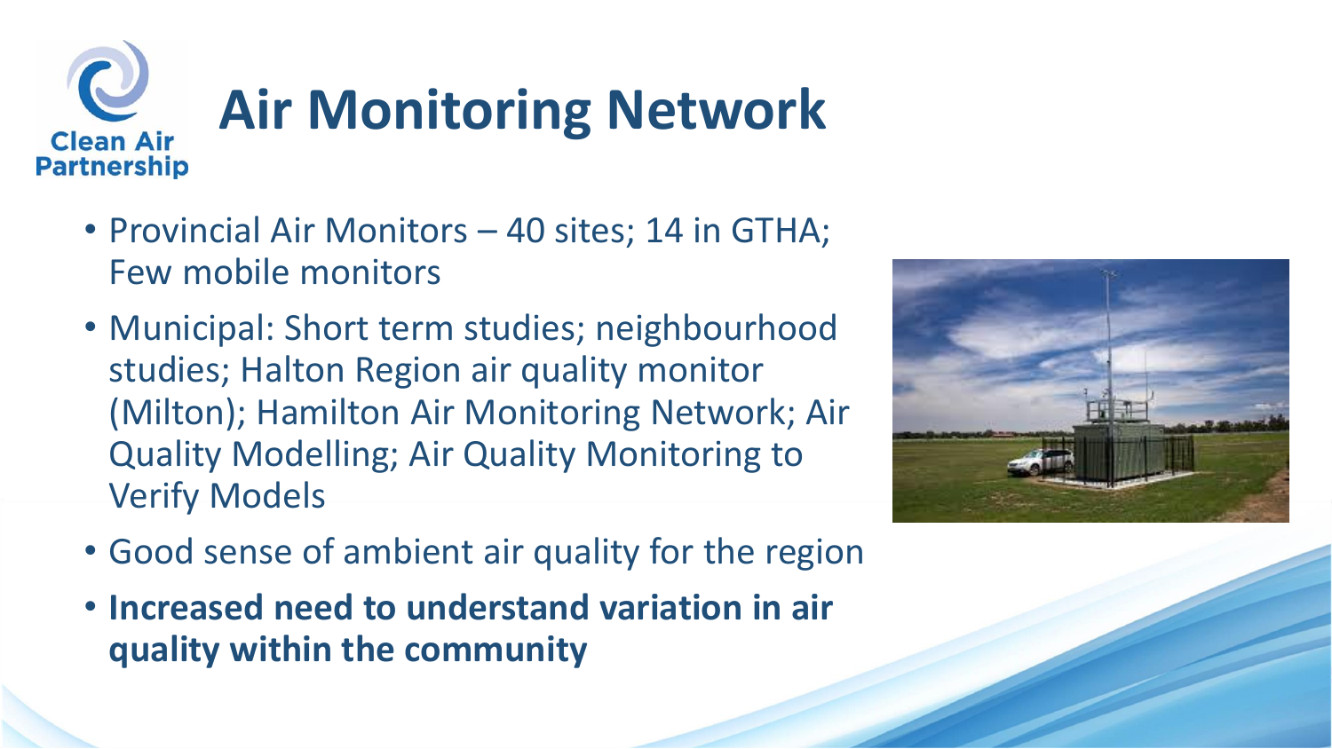# Air Monitoring Network

- Provincial Air Monitors – 40 sites; 14 in GTHA; Few mobile monitors
- Municipal: Short term studies; neighbourhood studies; Halton Region air quality monitor (Milton); Hamilton Air Monitoring Network; Air Quality Modelling; Air Quality Monitoring to Verify Models
- Good sense of ambient air quality for the region
- **Increased need to understand variation in air quality within the community**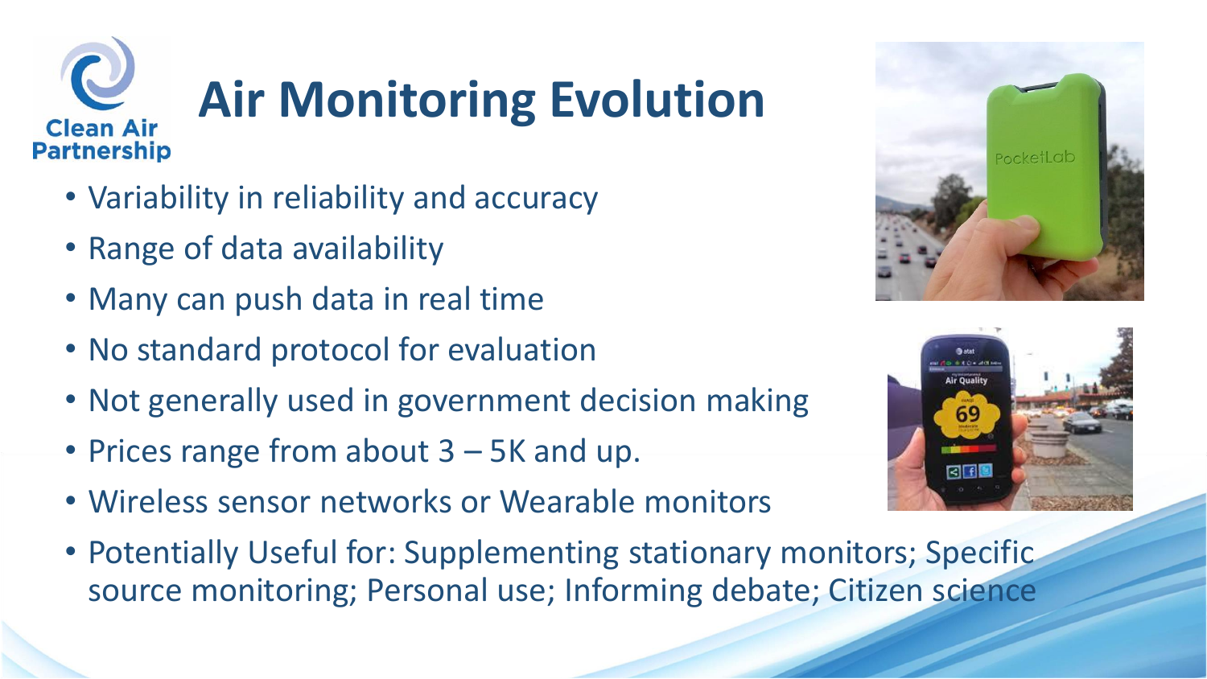# Air Monitoring Evolution

- Variability in reliability and accuracy
- Range of data availability
- Many can push data in real time
- No standard protocol for evaluation
- Not generally used in government decision making
- Prices range from about 3 – 5K and up.
- Wireless sensor networks or Wearable monitors
- Potentially Useful for: Supplementing stationary monitors; Specific source monitoring; Personal use; Informing debate; Citizen science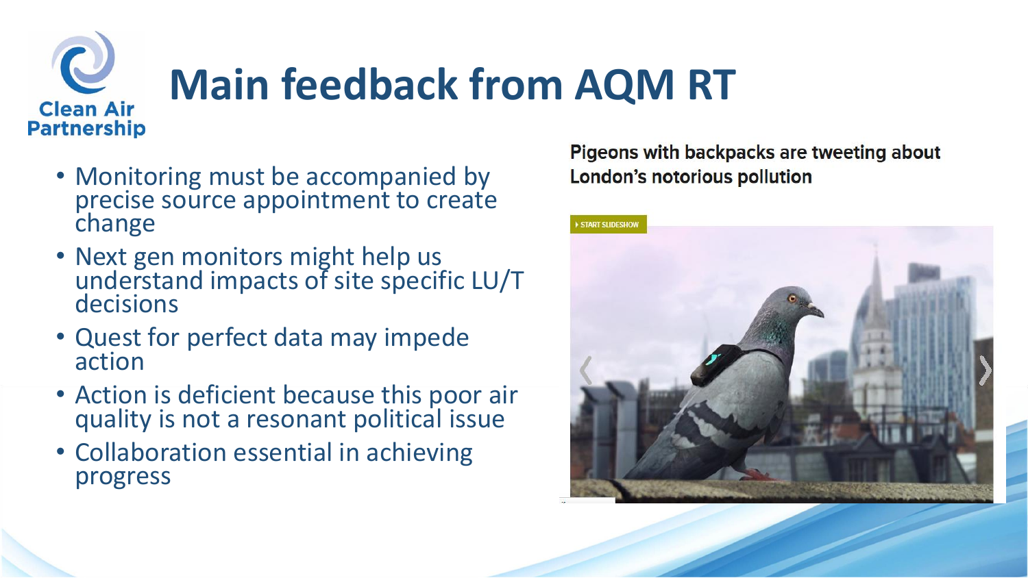Clean Air Partnership

# Main feedback from AQM RT

- Monitoring must be accompanied by precise source appointment to create change
- Next gen monitors might help us understand impacts of site specific LU/T decisions
- Quest for perfect data may impede action
- Action is deficient because this poor air quality is not a resonant political issue
- Collaboration essential in achieving progress

**Pigeons with backpacks are tweeting about London's notorious pollution**

START SLIDESHOW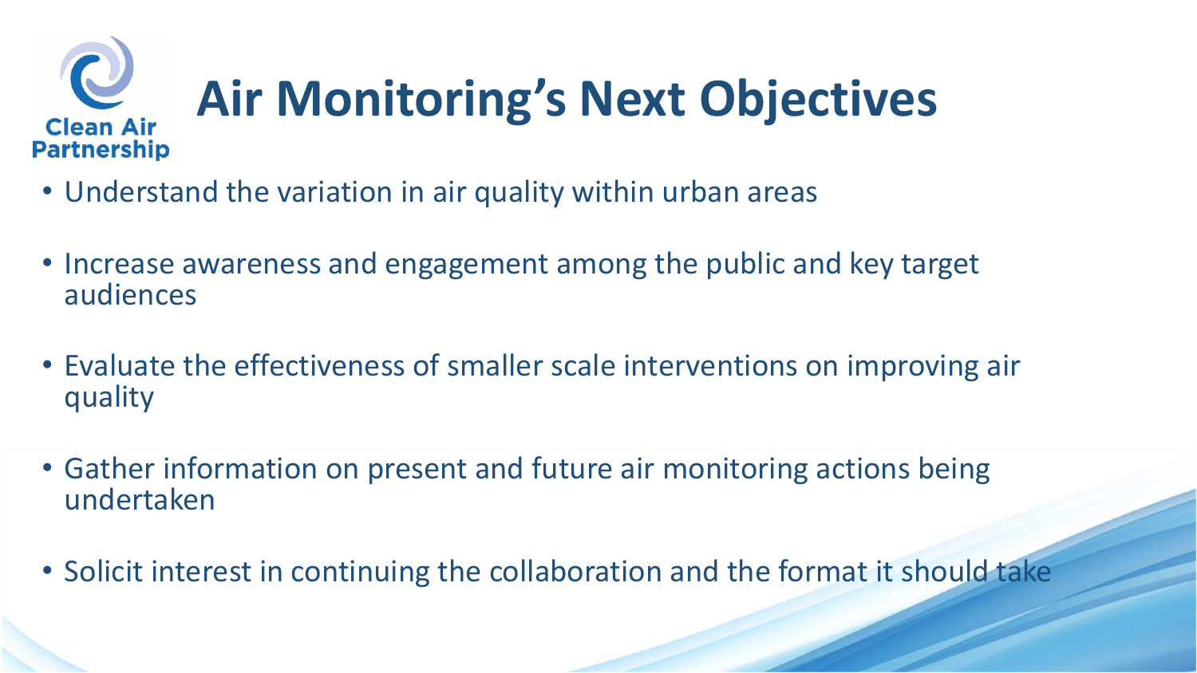Clean Air Partnership

# Air Monitoring's Next Objectives

- Understand the variation in air quality within urban areas
- Increase awareness and engagement among the public and key target audiences
- Evaluate the effectiveness of smaller scale interventions on improving air quality
- Gather information on present and future air monitoring actions being undertaken
- Solicit interest in continuing the collaboration and the format it should take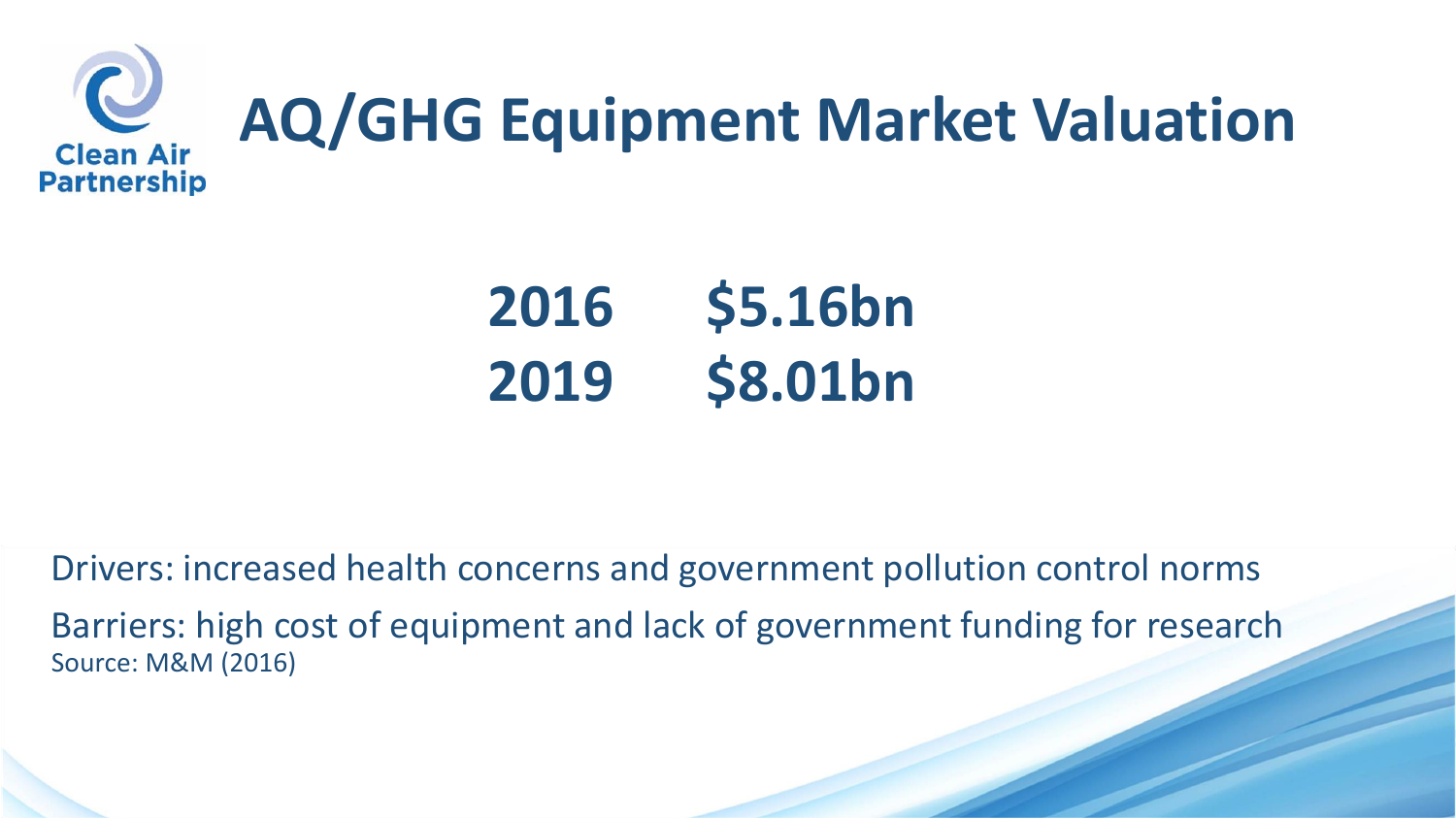# AQ/GHG Equipment Market Valuation

| | |
|---|---|
| **2016** | **$5.16bn** |
| **2019** | **$8.01bn** |

Drivers: increased health concerns and government pollution control norms

Barriers: high cost of equipment and lack of government funding for research

Source: M&M (2016)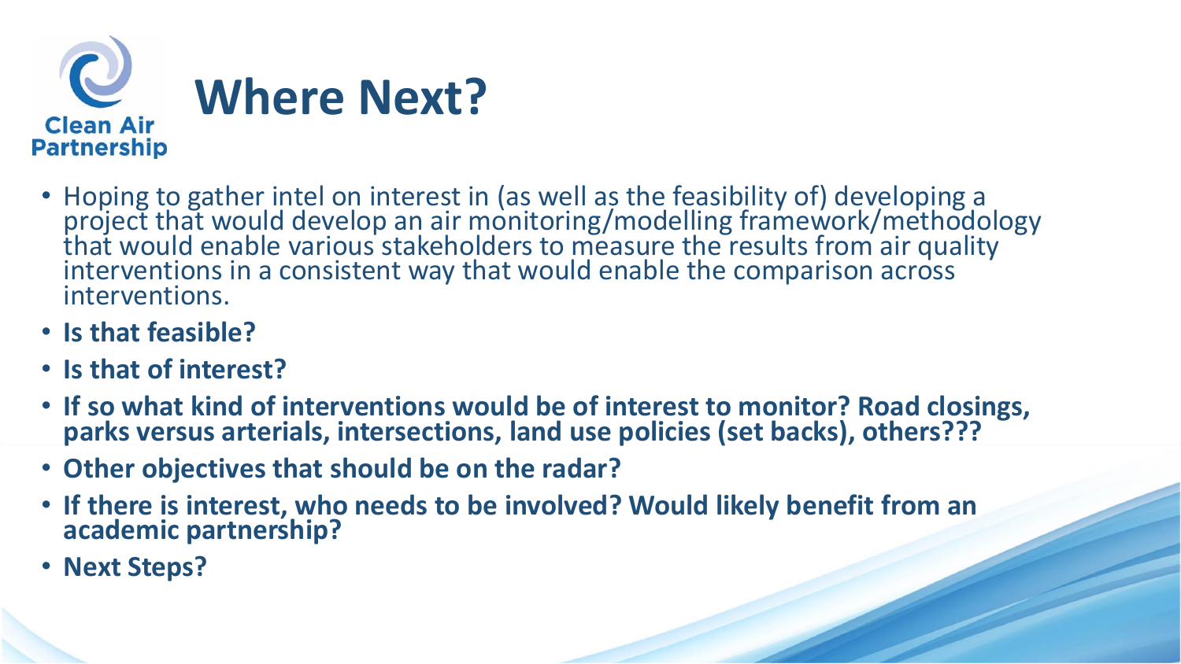Clean Air Partnership

# Where Next?

- Hoping to gather intel on interest in (as well as the feasibility of) developing a project that would develop an air monitoring/modelling framework/methodology that would enable various stakeholders to measure the results from air quality interventions in a consistent way that would enable the comparison across interventions.
- **Is that feasible?**
- **Is that of interest?**
- **If so what kind of interventions would be of interest to monitor? Road closings, parks versus arterials, intersections, land use policies (set backs), others???**
- **Other objectives that should be on the radar?**
- **If there is interest, who needs to be involved? Would likely benefit from an academic partnership?**
- **Next Steps?**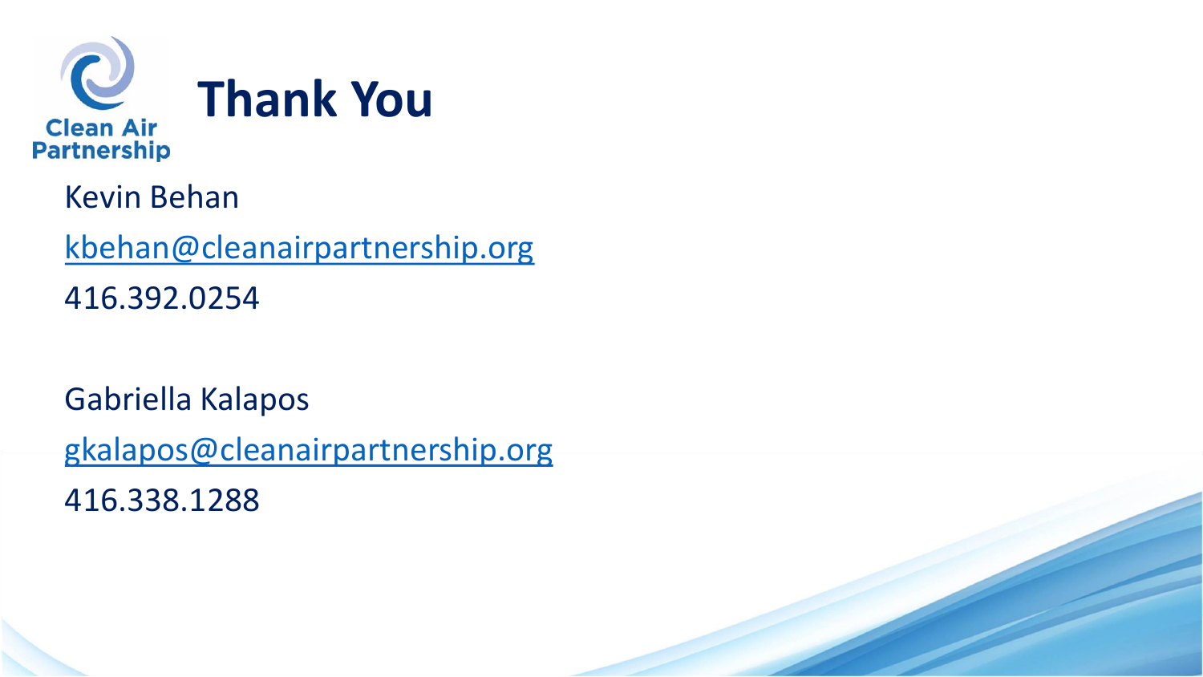Clean Air Partnership

# Thank You

Kevin Behan

kbehan@cleanairpartnership.org

416.392.0254

Gabriella Kalapos

gkalapos@cleanairpartnership.org

416.338.1288